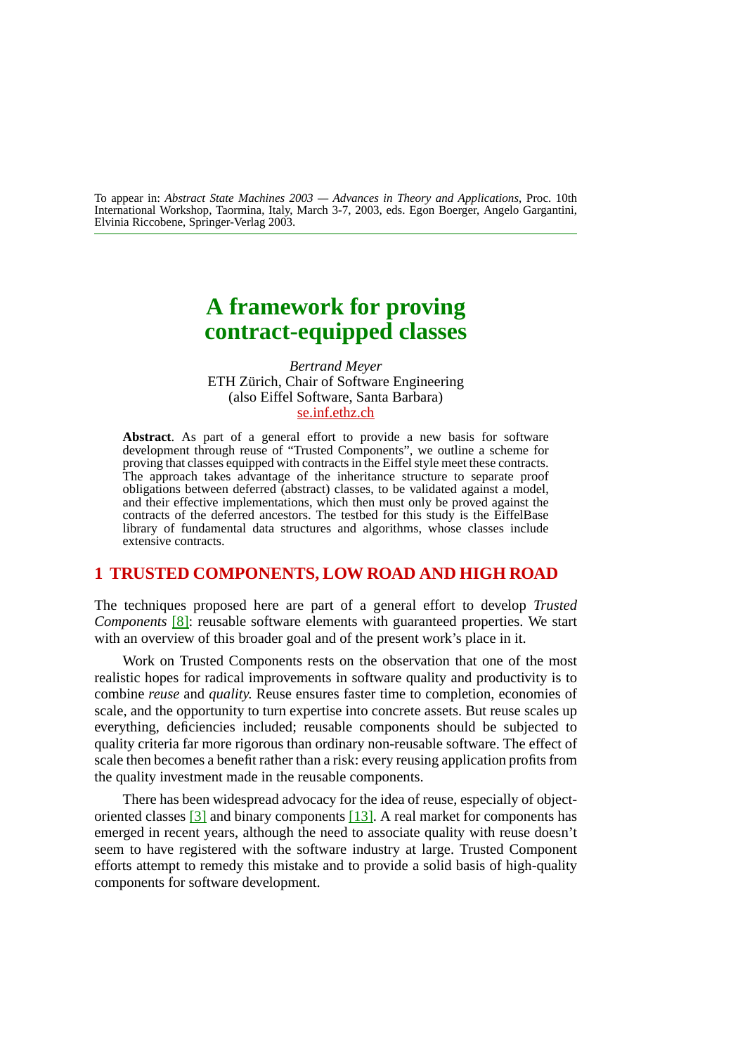To appear in: *Abstract State Machines 2003 — Advances in Theory and Applications*, Proc. 10th International Workshop, Taormina, Italy, March 3-7, 2003, eds. Egon Boerger, Angelo Gargantini, Elvinia Riccobene, Springer-Verlag 2003.

# A framework for proving contract-equipped classes

*Bertrand Meyer*
ETH Zürich, Chair of Software Engineering
(also Eiffel Software, Santa Barbara)
se.inf.ethz.ch

**Abstract**. As part of a general effort to provide a new basis for software development through reuse of "Trusted Components", we outline a scheme for proving that classes equipped with contracts in the Eiffel style meet these contracts. The approach takes advantage of the inheritance structure to separate proof obligations between deferred (abstract) classes, to be validated against a model, and their effective implementations, which then must only be proved against the contracts of the deferred ancestors. The testbed for this study is the EiffelBase library of fundamental data structures and algorithms, whose classes include extensive contracts.

## 1 TRUSTED COMPONENTS, LOW ROAD AND HIGH ROAD

The techniques proposed here are part of a general effort to develop *Trusted Components* [8]: reusable software elements with guaranteed properties. We start with an overview of this broader goal and of the present work's place in it.

Work on Trusted Components rests on the observation that one of the most realistic hopes for radical improvements in software quality and productivity is to combine *reuse* and *quality.* Reuse ensures faster time to completion, economies of scale, and the opportunity to turn expertise into concrete assets. But reuse scales up everything, deficiencies included; reusable components should be subjected to quality criteria far more rigorous than ordinary non-reusable software. The effect of scale then becomes a benefit rather than a risk: every reusing application profits from the quality investment made in the reusable components.

There has been widespread advocacy for the idea of reuse, especially of object-oriented classes [3] and binary components [13]. A real market for components has emerged in recent years, although the need to associate quality with reuse doesn't seem to have registered with the software industry at large. Trusted Component efforts attempt to remedy this mistake and to provide a solid basis of high-quality components for software development.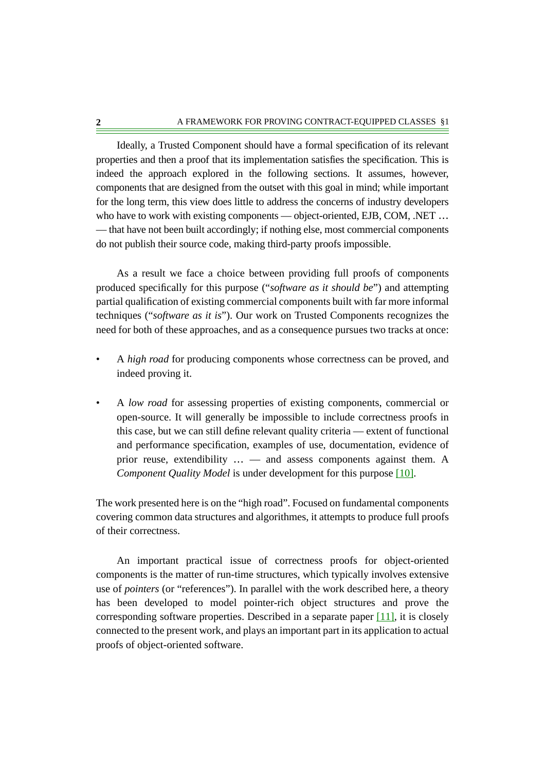Ideally, a Trusted Component should have a formal specification of its relevant properties and then a proof that its implementation satisfies the specification. This is indeed the approach explored in the following sections. It assumes, however, components that are designed from the outset with this goal in mind; while important for the long term, this view does little to address the concerns of industry developers who have to work with existing components — object-oriented, EJB, COM, .NET … — that have not been built accordingly; if nothing else, most commercial components do not publish their source code, making third-party proofs impossible.

As a result we face a choice between providing full proofs of components produced specifically for this purpose ("*software as it should be*") and attempting partial qualification of existing commercial components built with far more informal techniques ("*software as it is*"). Our work on Trusted Components recognizes the need for both of these approaches, and as a consequence pursues two tracks at once:

- A *high road* for producing components whose correctness can be proved, and indeed proving it.
- A *low road* for assessing properties of existing components, commercial or open-source. It will generally be impossible to include correctness proofs in this case, but we can still define relevant quality criteria — extent of functional and performance specification, examples of use, documentation, evidence of prior reuse, extendibility … — and assess components against them. A *Component Quality Model* is under development for this purpose [10].

The work presented here is on the "high road". Focused on fundamental components covering common data structures and algorithmes, it attempts to produce full proofs of their correctness.

An important practical issue of correctness proofs for object-oriented components is the matter of run-time structures, which typically involves extensive use of *pointers* (or "references"). In parallel with the work described here, a theory has been developed to model pointer-rich object structures and prove the corresponding software properties. Described in a separate paper [11], it is closely connected to the present work, and plays an important part in its application to actual proofs of object-oriented software.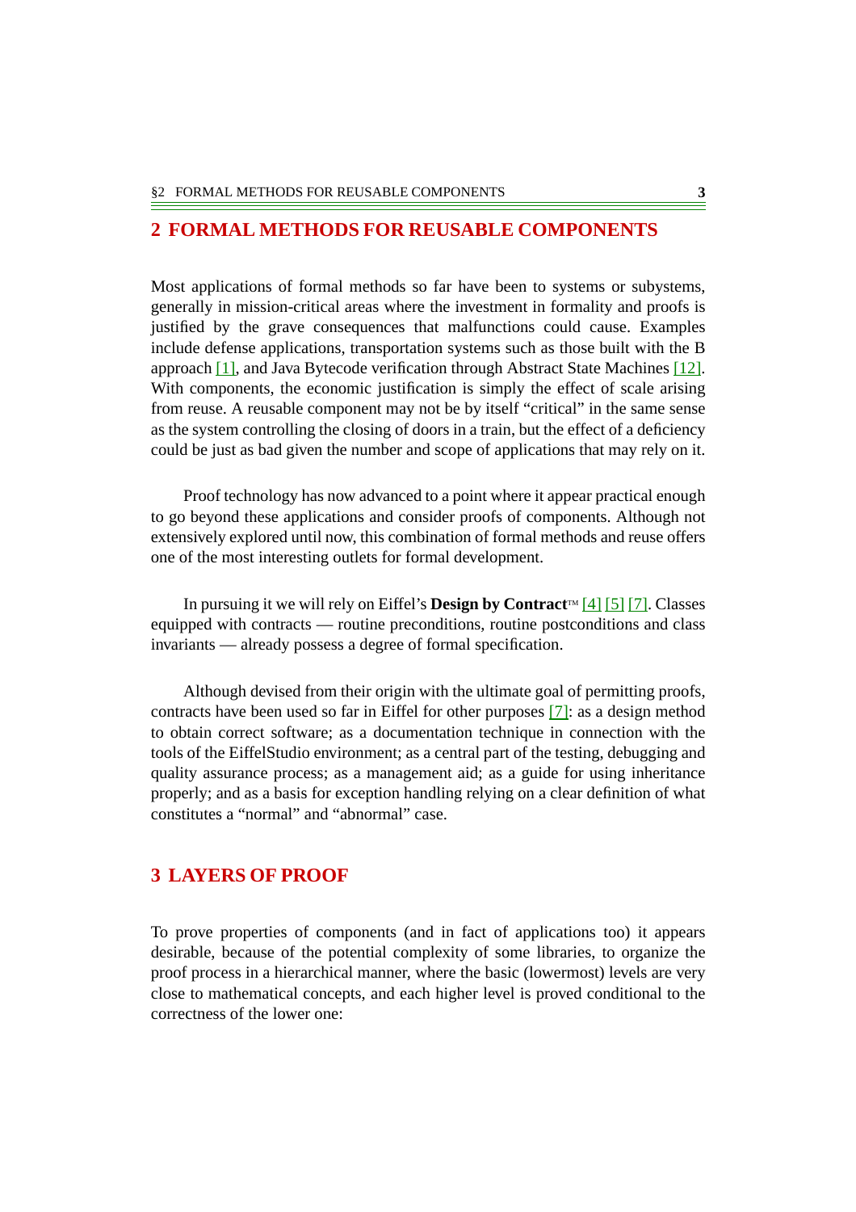## 2 FORMAL METHODS FOR REUSABLE COMPONENTS

Most applications of formal methods so far have been to systems or subsystems, generally in mission-critical areas where the investment in formality and proofs is justified by the grave consequences that malfunctions could cause. Examples include defense applications, transportation systems such as those built with the B approach [1], and Java Bytecode verification through Abstract State Machines [12]. With components, the economic justification is simply the effect of scale arising from reuse. A reusable component may not be by itself "critical" in the same sense as the system controlling the closing of doors in a train, but the effect of a deficiency could be just as bad given the number and scope of applications that may rely on it.

Proof technology has now advanced to a point where it appear practical enough to go beyond these applications and consider proofs of components. Although not extensively explored until now, this combination of formal methods and reuse offers one of the most interesting outlets for formal development.

In pursuing it we will rely on Eiffel's **Design by Contract**™ [4] [5] [7]. Classes equipped with contracts — routine preconditions, routine postconditions and class invariants — already possess a degree of formal specification.

Although devised from their origin with the ultimate goal of permitting proofs, contracts have been used so far in Eiffel for other purposes [7]: as a design method to obtain correct software; as a documentation technique in connection with the tools of the EiffelStudio environment; as a central part of the testing, debugging and quality assurance process; as a management aid; as a guide for using inheritance properly; and as a basis for exception handling relying on a clear definition of what constitutes a "normal" and "abnormal" case.

## 3 LAYERS OF PROOF

To prove properties of components (and in fact of applications too) it appears desirable, because of the potential complexity of some libraries, to organize the proof process in a hierarchical manner, where the basic (lowermost) levels are very close to mathematical concepts, and each higher level is proved conditional to the correctness of the lower one: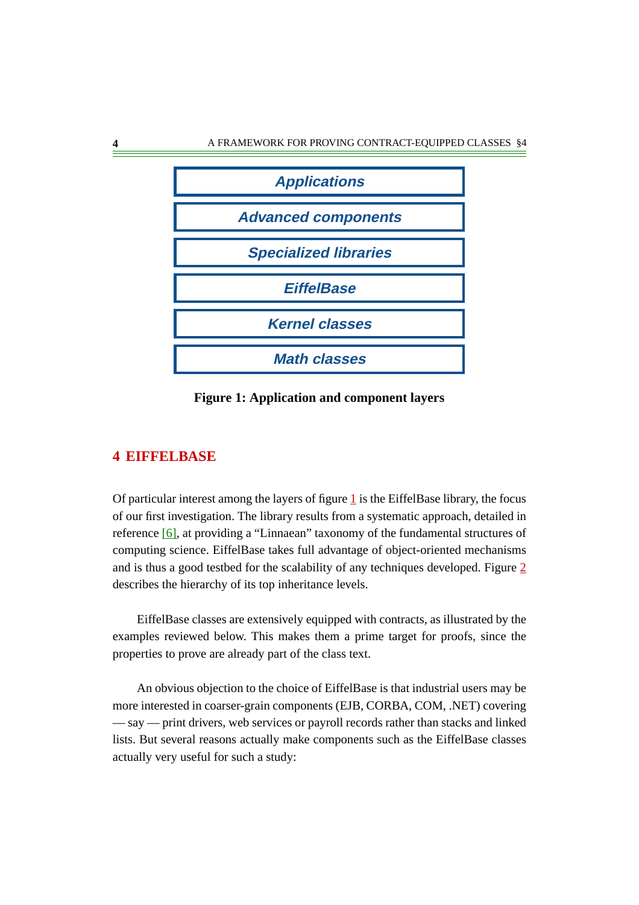Applications

Advanced components

Specialized libraries

EiffelBase

Kernel classes

Math classes

**Figure 1: Application and component layers**

## 4 EIFFELBASE

Of particular interest among the layers of figure 1 is the EiffelBase library, the focus of our first investigation. The library results from a systematic approach, detailed in reference [6], at providing a "Linnaean" taxonomy of the fundamental structures of computing science. EiffelBase takes full advantage of object-oriented mechanisms and is thus a good testbed for the scalability of any techniques developed. Figure 2 describes the hierarchy of its top inheritance levels.

EiffelBase classes are extensively equipped with contracts, as illustrated by the examples reviewed below. This makes them a prime target for proofs, since the properties to prove are already part of the class text.

An obvious objection to the choice of EiffelBase is that industrial users may be more interested in coarser-grain components (EJB, CORBA, COM, .NET) covering — say — print drivers, web services or payroll records rather than stacks and linked lists. But several reasons actually make components such as the EiffelBase classes actually very useful for such a study: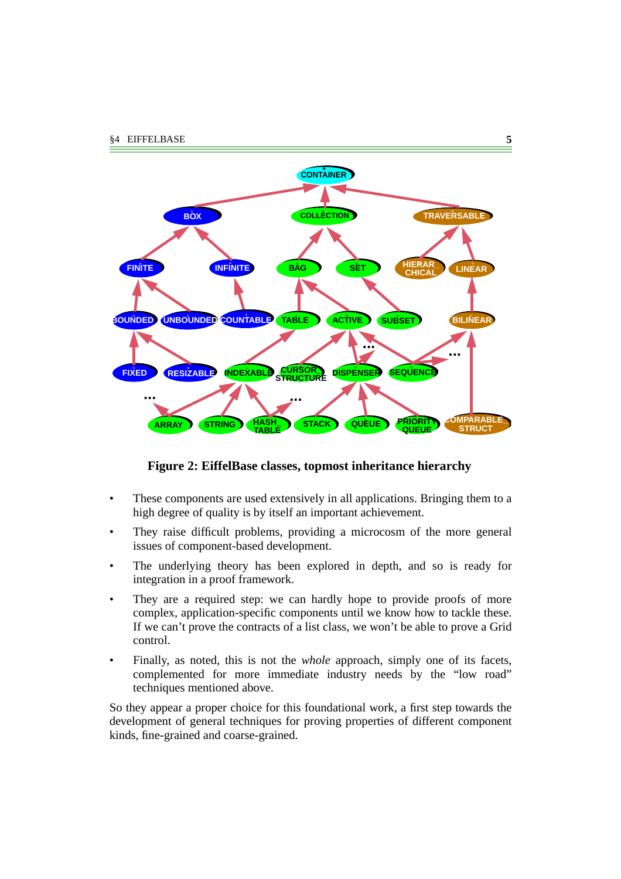**Figure 2: EiffelBase classes, topmost inheritance hierarchy**

- These components are used extensively in all applications. Bringing them to a high degree of quality is by itself an important achievement.
- They raise difficult problems, providing a microcosm of the more general issues of component-based development.
- The underlying theory has been explored in depth, and so is ready for integration in a proof framework.
- They are a required step: we can hardly hope to provide proofs of more complex, application-specific components until we know how to tackle these. If we can't prove the contracts of a list class, we won't be able to prove a Grid control.
- Finally, as noted, this is not the *whole* approach, simply one of its facets, complemented for more immediate industry needs by the "low road" techniques mentioned above.

So they appear a proper choice for this foundational work, a first step towards the development of general techniques for proving properties of different component kinds, fine-grained and coarse-grained.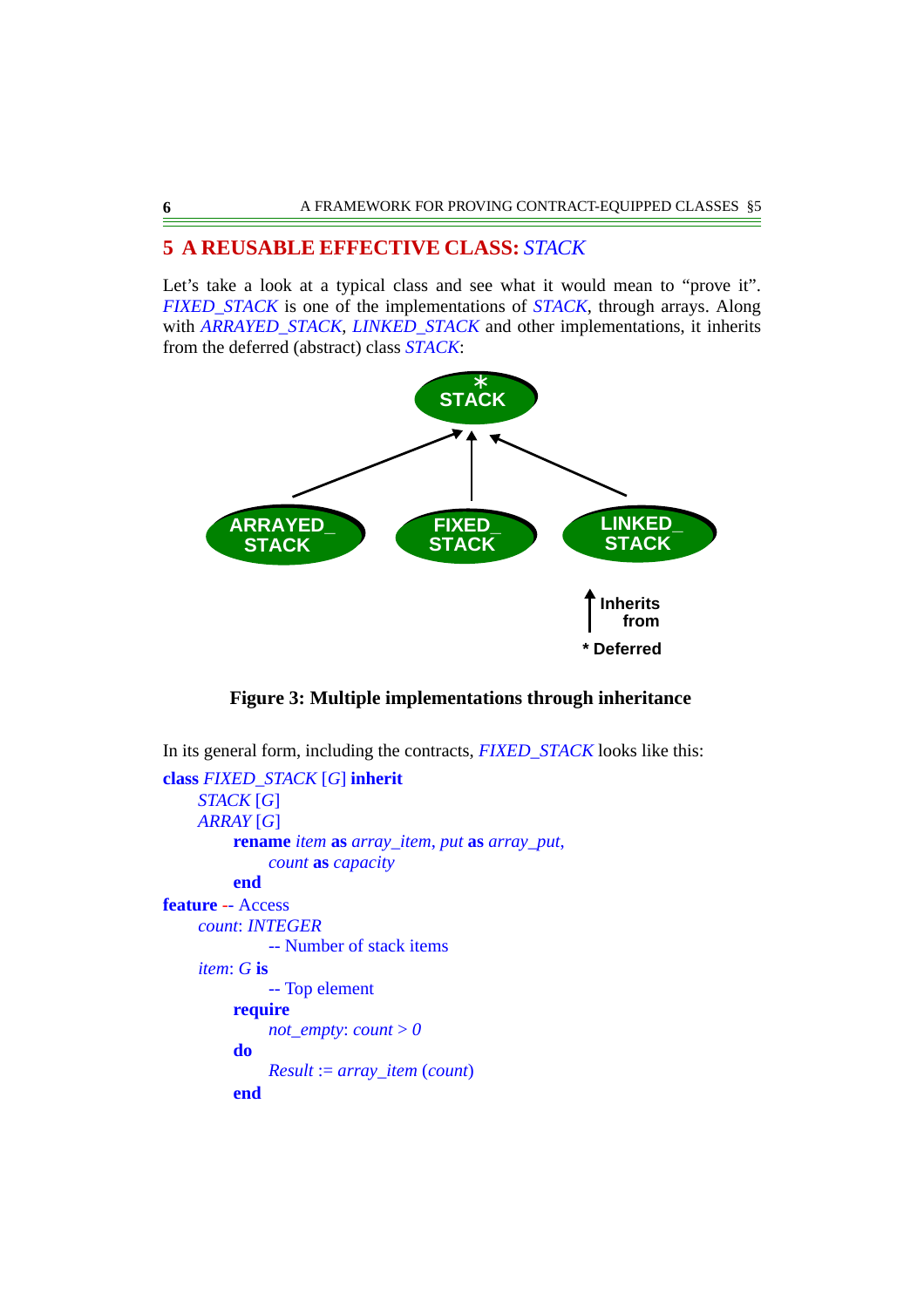## 5 A REUSABLE EFFECTIVE CLASS: *STACK*

Let's take a look at a typical class and see what it would mean to "prove it". *FIXED_STACK* is one of the implementations of *STACK*, through arrays. Along with *ARRAYED_STACK*, *LINKED_STACK* and other implementations, it inherits from the deferred (abstract) class *STACK*:

**Figure 3: Multiple implementations through inheritance**

In its general form, including the contracts, *FIXED_STACK* looks like this:

```
class FIXED_STACK [G] inherit
    STACK [G]
    ARRAY [G]
        rename item as array_item, put as array_put,
            count as capacity
        end
feature -- Access
    count: INTEGER
            -- Number of stack items
    item: G is
            -- Top element
        require
            not_empty: count > 0
        do
            Result := array_item (count)
        end
```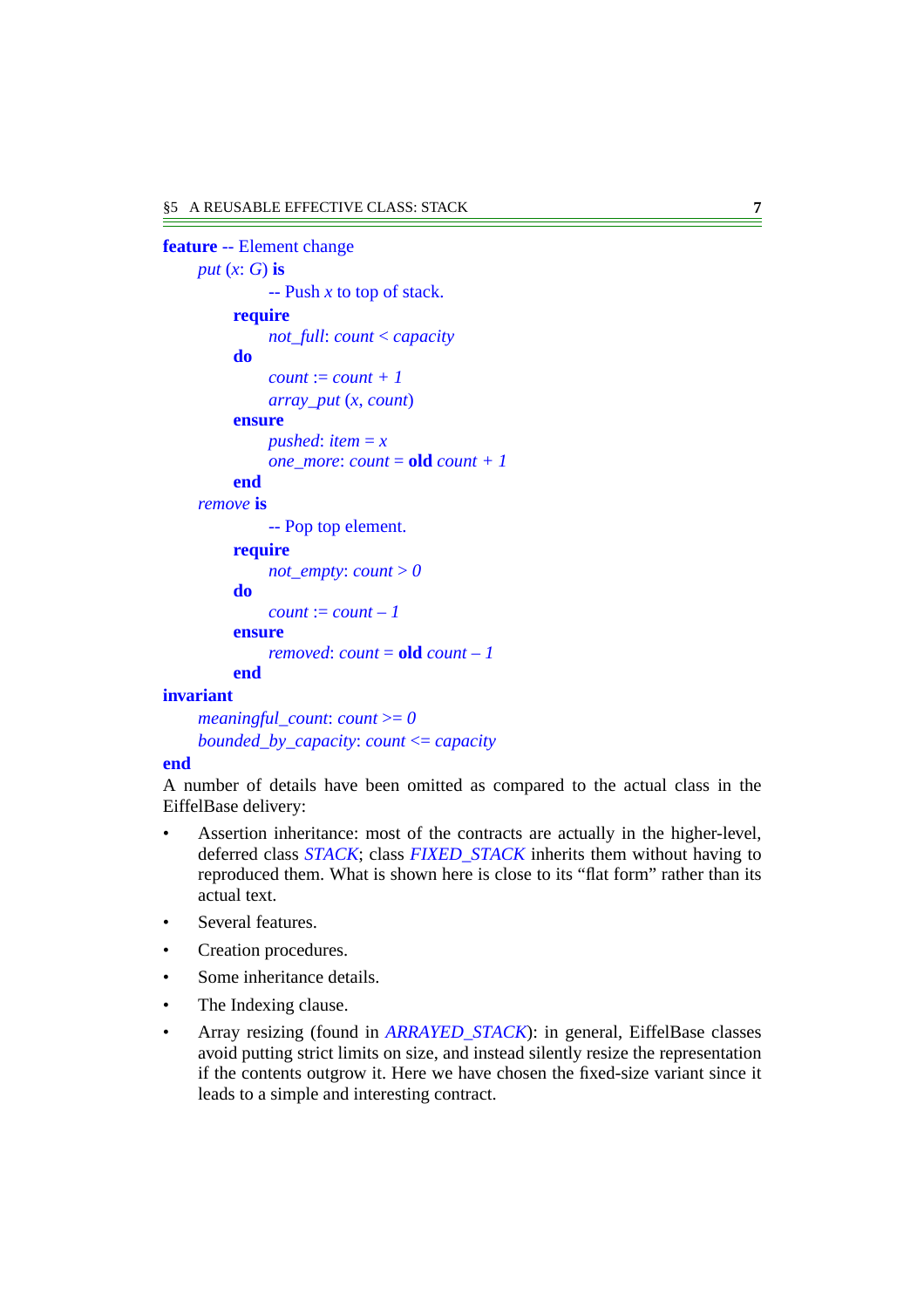```
feature -- Element change
	put (x: G) is
			-- Push x to top of stack.
		require
			not_full: count < capacity
		do
			count := count + 1
			array_put (x, count)
		ensure
			pushed: item = x
			one_more: count = old count + 1
		end
	remove is
			-- Pop top element.
		require
			not_empty: count > 0
		do
			count := count – 1
		ensure
			removed: count = old count – 1
		end
invariant
	meaningful_count: count >= 0
	bounded_by_capacity: count <= capacity
end
```

A number of details have been omitted as compared to the actual class in the EiffelBase delivery:

- Assertion inheritance: most of the contracts are actually in the higher-level, deferred class *STACK*; class *FIXED_STACK* inherits them without having to reproduced them. What is shown here is close to its "flat form" rather than its actual text.
- Several features.
- Creation procedures.
- Some inheritance details.
- The Indexing clause.
- Array resizing (found in *ARRAYED_STACK*): in general, EiffelBase classes avoid putting strict limits on size, and instead silently resize the representation if the contents outgrow it. Here we have chosen the fixed-size variant since it leads to a simple and interesting contract.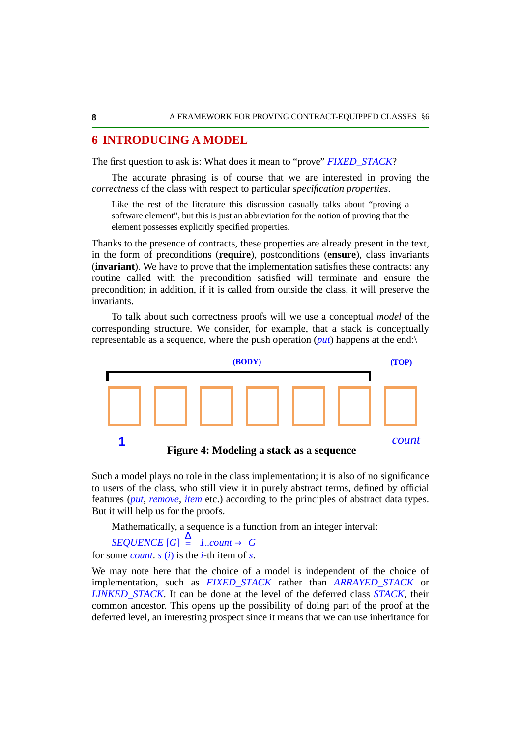# 6 INTRODUCING A MODEL

The first question to ask is: What does it mean to "prove" *FIXED_STACK*?

The accurate phrasing is of course that we are interested in proving the *correctness* of the class with respect to particular *specification properties*.

> Like the rest of the literature this discussion casually talks about "proving a software element", but this is just an abbreviation for the notion of proving that the element possesses explicitly specified properties.

Thanks to the presence of contracts, these properties are already present in the text, in the form of preconditions (**require**), postconditions (**ensure**), class invariants (**invariant**). We have to prove that the implementation satisfies these contracts: any routine called with the precondition satisfied will terminate and ensure the precondition; in addition, if it is called from outside the class, it will preserve the invariants.

To talk about such correctness proofs will we use a conceptual *model* of the corresponding structure. We consider, for example, that a stack is conceptually representable as a sequence, where the push operation (*put*) happens at the end:\

(BODY) (TOP)

1 *count*

**Figure 4: Modeling a stack as a sequence**

Such a model plays no role in the class implementation; it is also of no significance to users of the class, who still view it in purely abstract terms, defined by official features (*put*, *remove*, *item* etc.) according to the principles of abstract data types. But it will help us for the proofs.

Mathematically, a sequence is a function from an integer interval:

$$SEQUENCE\ [G] \triangleq 1..count \rightarrow G$$

for some *count*. *s* (*i*) is the *i*-th item of *s*.

We may note here that the choice of a model is independent of the choice of implementation, such as *FIXED_STACK* rather than *ARRAYED_STACK* or *LINKED_STACK*. It can be done at the level of the deferred class *STACK*, their common ancestor. This opens up the possibility of doing part of the proof at the deferred level, an interesting prospect since it means that we can use inheritance for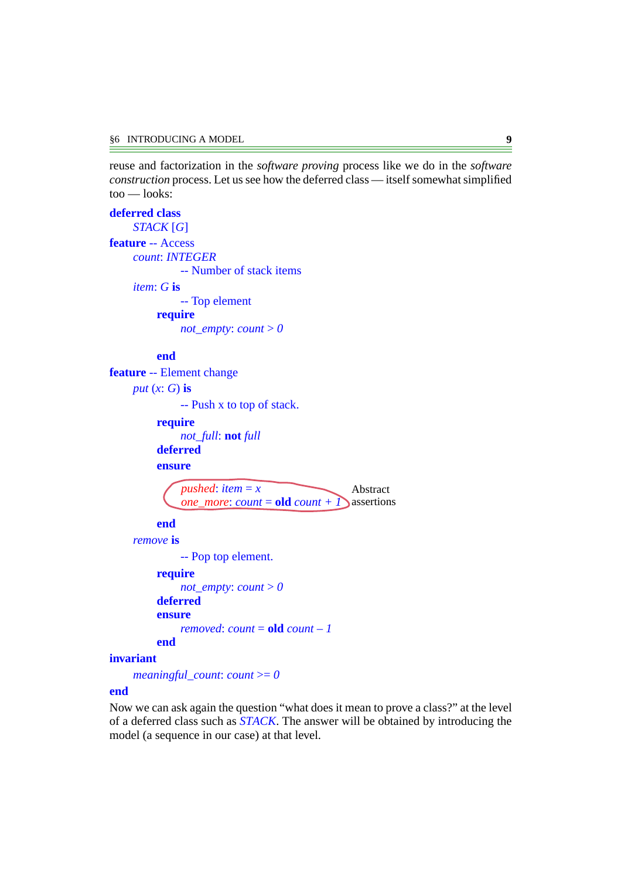reuse and factorization in the *software proving* process like we do in the *software construction* process. Let us see how the deferred class — itself somewhat simplified too — looks:

```
deferred class
    STACK [G]
feature -- Access
    count: INTEGER
            -- Number of stack items
    item: G is
            -- Top element
        require
            not_empty: count > 0

        end
feature -- Element change
    put (x: G) is
            -- Push x to top of stack.
        require
            not_full: not full
        deferred
        ensure
            pushed: item = x                         Abstract
            one_more: count = old count + 1          assertions
        end
    remove is
            -- Pop top element.
        require
            not_empty: count > 0
        deferred
        ensure
            removed: count = old count – 1
        end
invariant
    meaningful_count: count >= 0
end
```

Now we can ask again the question "what does it mean to prove a class?" at the level of a deferred class such as *STACK*. The answer will be obtained by introducing the model (a sequence in our case) at that level.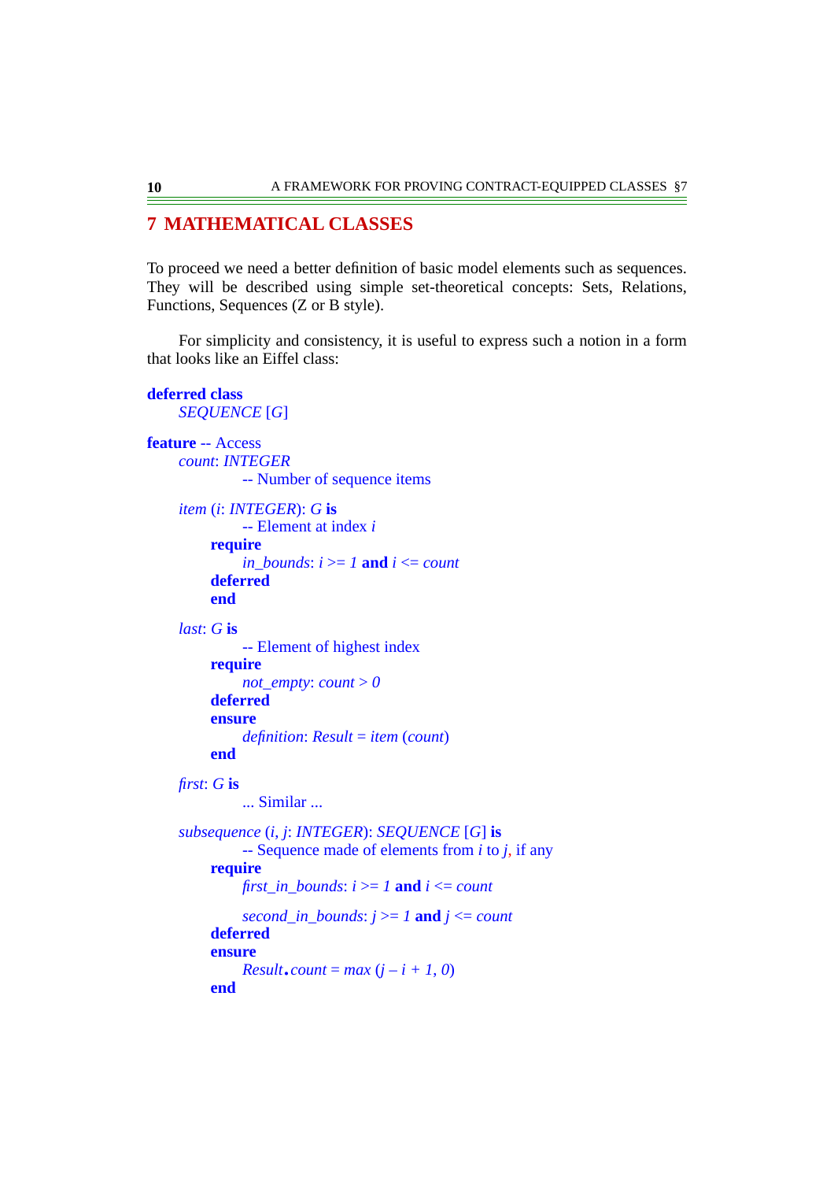# 7 MATHEMATICAL CLASSES

To proceed we need a better definition of basic model elements such as sequences. They will be described using simple set-theoretical concepts: Sets, Relations, Functions, Sequences (Z or B style).

For simplicity and consistency, it is useful to express such a notion in a form that looks like an Eiffel class:

```
deferred class
    SEQUENCE [G]

feature -- Access
    count: INTEGER
            -- Number of sequence items

    item (i: INTEGER): G is
            -- Element at index i
        require
            in_bounds: i >= 1 and i <= count
        deferred
        end

    last: G is
            -- Element of highest index
        require
            not_empty: count > 0
        deferred
        ensure
            definition: Result = item (count)
        end

    first: G is
            ... Similar ...

    subsequence (i, j: INTEGER): SEQUENCE [G] is
            -- Sequence made of elements from i to j, if any
        require
            first_in_bounds: i >= 1 and i <= count

            second_in_bounds: j >= 1 and j <= count
        deferred
        ensure
            Result.count = max (j – i + 1, 0)
        end
```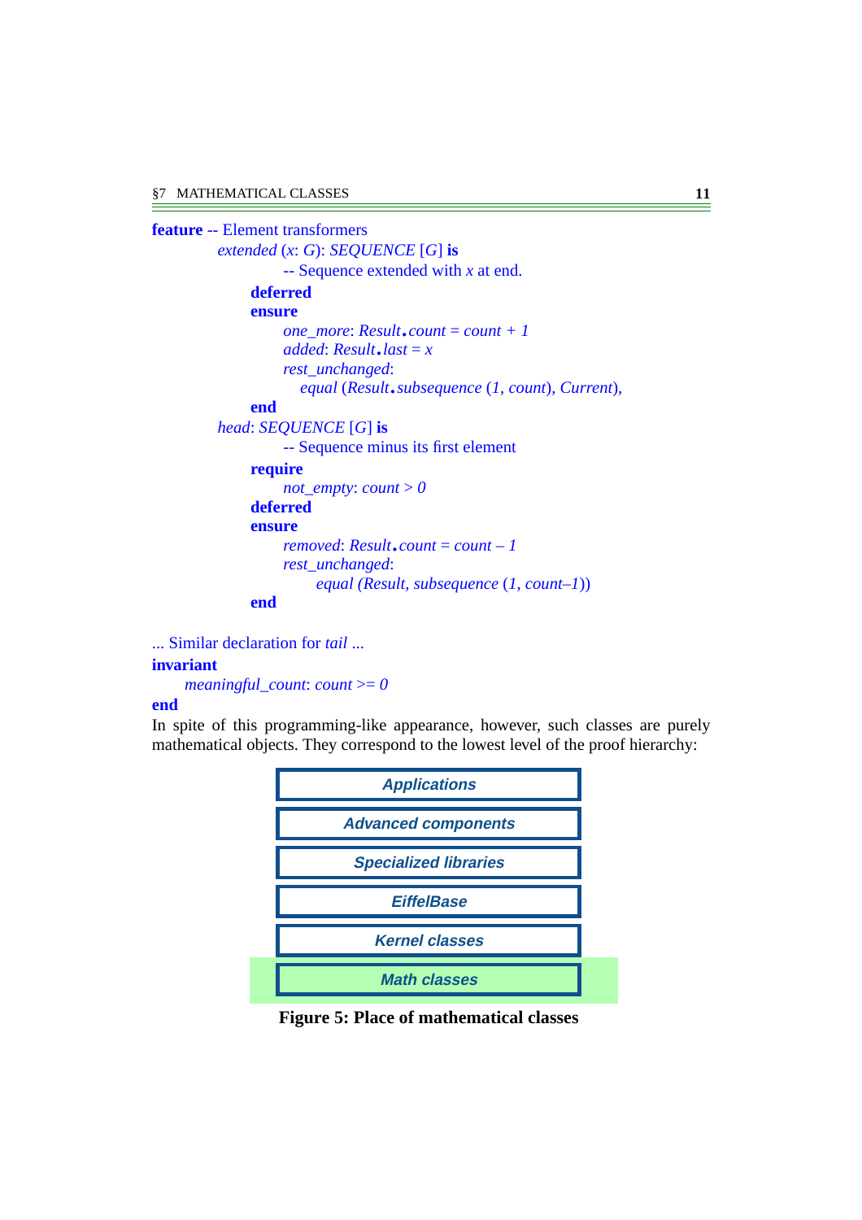```
feature -- Element transformers
    extended (x: G): SEQUENCE [G] is
            -- Sequence extended with x at end.
        deferred
        ensure
            one_more: Result.count = count + 1
            added: Result.last = x
            rest_unchanged:
                equal (Result.subsequence (1, count), Current),
        end
    head: SEQUENCE [G] is
            -- Sequence minus its first element
        require
            not_empty: count > 0
        deferred
        ensure
            removed: Result.count = count – 1
            rest_unchanged:
                equal (Result, subsequence (1, count–1))
        end

... Similar declaration for tail ...
invariant
    meaningful_count: count >= 0
end
```

In spite of this programming-like appearance, however, such classes are purely mathematical objects. They correspond to the lowest level of the proof hierarchy:

| |
|---|
| *Applications* |
| *Advanced components* |
| *Specialized libraries* |
| *EiffelBase* |
| *Kernel classes* |
| *Math classes* |

**Figure 5: Place of mathematical classes**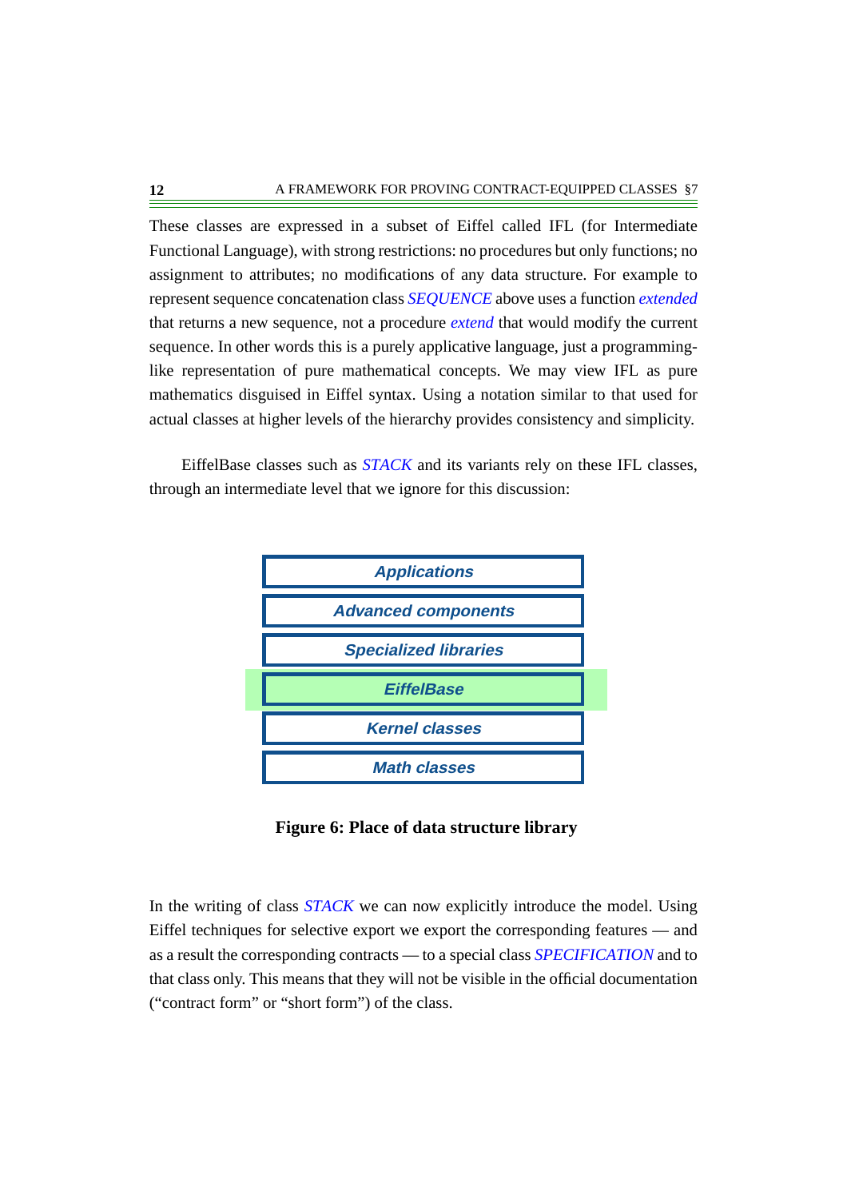These classes are expressed in a subset of Eiffel called IFL (for Intermediate Functional Language), with strong restrictions: no procedures but only functions; no assignment to attributes; no modifications of any data structure. For example to represent sequence concatenation class *SEQUENCE* above uses a function *extended* that returns a new sequence, not a procedure *extend* that would modify the current sequence. In other words this is a purely applicative language, just a programming-like representation of pure mathematical concepts. We may view IFL as pure mathematics disguised in Eiffel syntax. Using a notation similar to that used for actual classes at higher levels of the hierarchy provides consistency and simplicity.

EiffelBase classes such as *STACK* and its variants rely on these IFL classes, through an intermediate level that we ignore for this discussion:

| |
|---|
| *Applications* |
| *Advanced components* |
| *Specialized libraries* |
| *EiffelBase* |
| *Kernel classes* |
| *Math classes* |

**Figure 6: Place of data structure library**

In the writing of class *STACK* we can now explicitly introduce the model. Using Eiffel techniques for selective export we export the corresponding features — and as a result the corresponding contracts — to a special class *SPECIFICATION* and to that class only. This means that they will not be visible in the official documentation ("contract form" or "short form") of the class.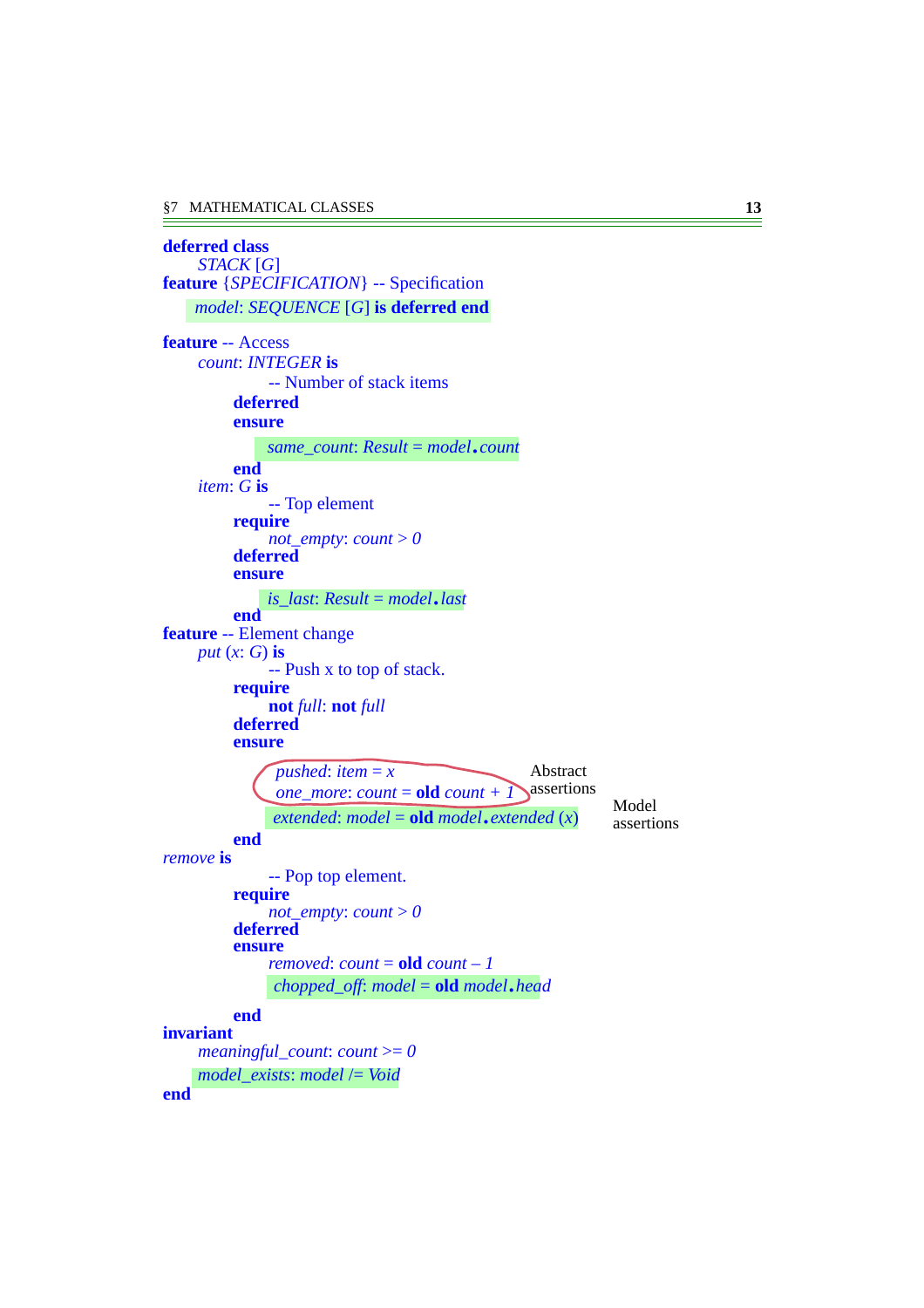```
deferred class
    STACK [G]
feature {SPECIFICATION} -- Specification
    model: SEQUENCE [G] is deferred end

feature -- Access
    count: INTEGER is
            -- Number of stack items
        deferred
        ensure
            same_count: Result = model.count
        end
    item: G is
            -- Top element
        require
            not_empty: count > 0
        deferred
        ensure
            is_last: Result = model.last
        end
feature -- Element change
    put (x: G) is
            -- Push x to top of stack.
        require
            not full: not full
        deferred
        ensure
            pushed: item = x                          Abstract
            one_more: count = old count + 1           assertions
            extended: model = old model.extended (x)              Model
                                                                  assertions
        end
remove is
            -- Pop top element.
        require
            not_empty: count > 0
        deferred
        ensure
            removed: count = old count – 1
            chopped_off: model = old model.head

        end
invariant
    meaningful_count: count >= 0
    model_exists: model /= Void
end
```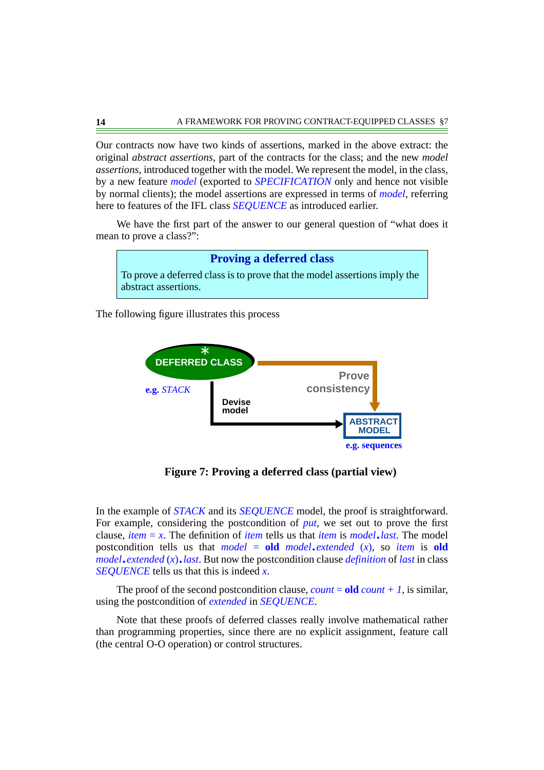Our contracts now have two kinds of assertions, marked in the above extract: the original *abstract assertions*, part of the contracts for the class; and the new *model assertions*, introduced together with the model. We represent the model, in the class, by a new feature *model* (exported to *SPECIFICATION* only and hence not visible by normal clients); the model assertions are expressed in terms of *model*, referring here to features of the IFL class *SEQUENCE* as introduced earlier.

We have the first part of the answer to our general question of "what does it mean to prove a class?":

> **Proving a deferred class**
>
> To prove a deferred class is to prove that the model assertions imply the abstract assertions.

The following figure illustrates this process

**Figure 7: Proving a deferred class (partial view)**

In the example of *STACK* and its *SEQUENCE* model, the proof is straightforward. For example, considering the postcondition of *put*, we set out to prove the first clause, *item* = *x*. The definition of *item* tells us that *item* is *model*.*last*. The model postcondition tells us that *model* = **old** *model*.*extended* (*x*), so *item* is **old** *model*.*extended* (*x*).*last*. But now the postcondition clause *definition* of *last* in class *SEQUENCE* tells us that this is indeed *x*.

The proof of the second postcondition clause, *count* = **old** *count* + *1*, is similar, using the postcondition of *extended* in *SEQUENCE*.

Note that these proofs of deferred classes really involve mathematical rather than programming properties, since there are no explicit assignment, feature call (the central O-O operation) or control structures.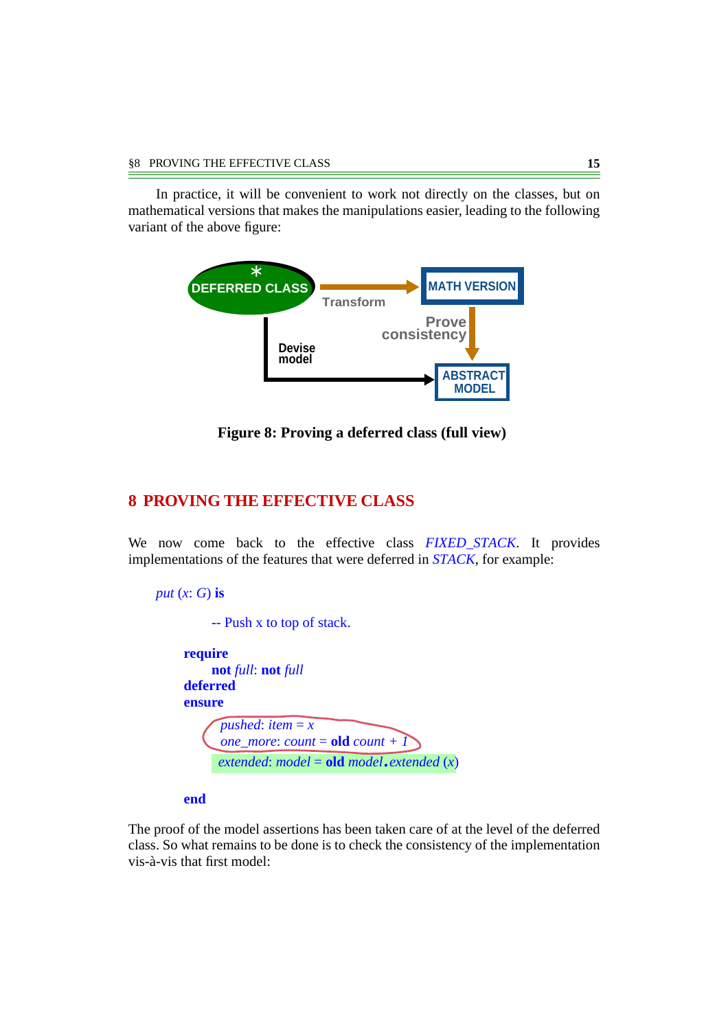In practice, it will be convenient to work not directly on the classes, but on mathematical versions that makes the manipulations easier, leading to the following variant of the above figure:

**Figure 8: Proving a deferred class (full view)**

## 8 PROVING THE EFFECTIVE CLASS

We now come back to the effective class *FIXED_STACK*. It provides implementations of the features that were deferred in *STACK*, for example:

```
put (x: G) is
        -- Push x to top of stack.
    require
        not full: not full
    deferred
    ensure
        pushed: item = x
        one_more: count = old count + 1
        extended: model = old model.extended (x)
    end
```

The proof of the model assertions has been taken care of at the level of the deferred class. So what remains to be done is to check the consistency of the implementation vis-à-vis that first model: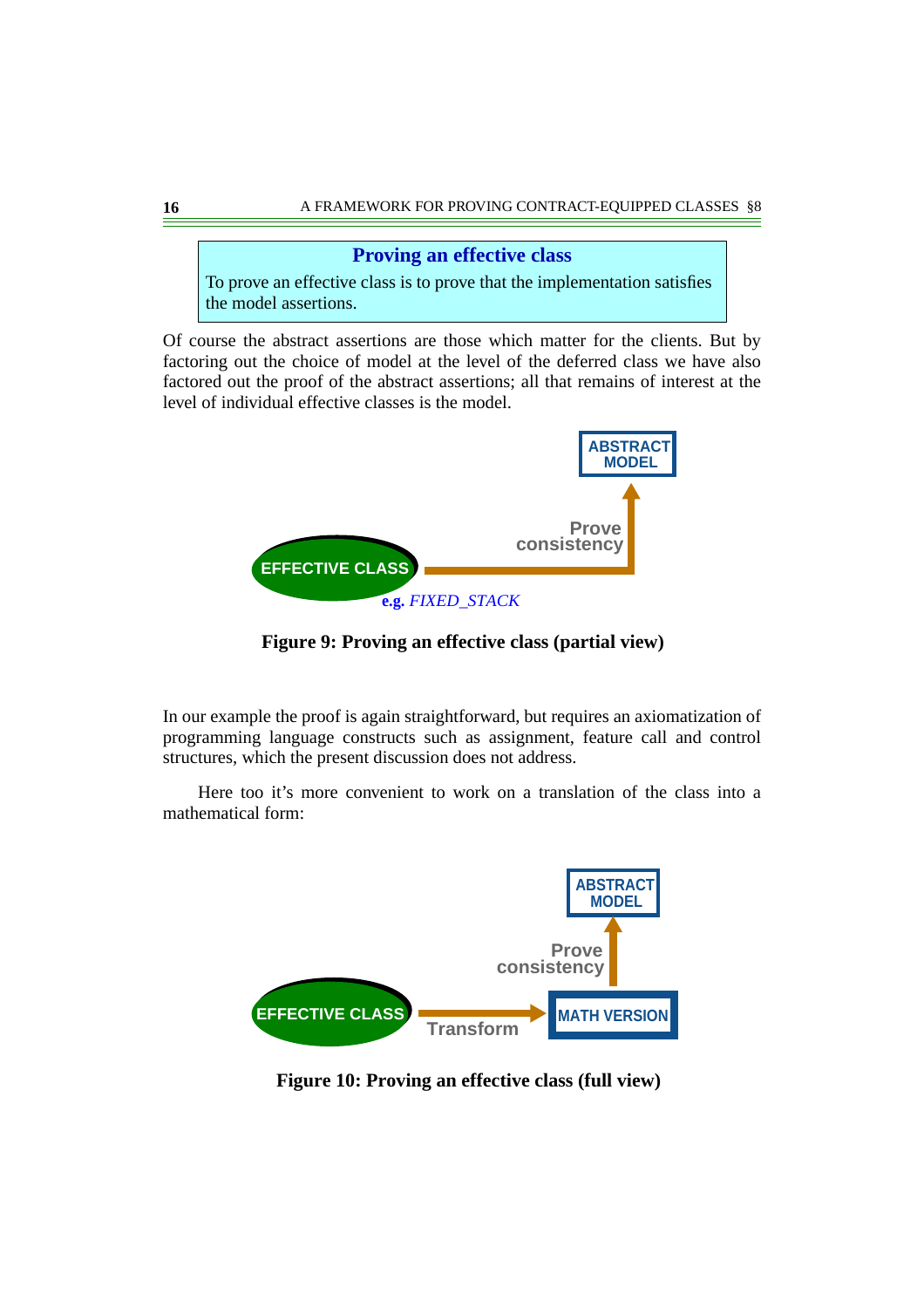**Proving an effective class**

To prove an effective class is to prove that the implementation satisfies the model assertions.

Of course the abstract assertions are those which matter for the clients. But by factoring out the choice of model at the level of the deferred class we have also factored out the proof of the abstract assertions; all that remains of interest at the level of individual effective classes is the model.

**Figure 9: Proving an effective class (partial view)**

In our example the proof is again straightforward, but requires an axiomatization of programming language constructs such as assignment, feature call and control structures, which the present discussion does not address.

Here too it's more convenient to work on a translation of the class into a mathematical form:

**Figure 10: Proving an effective class (full view)**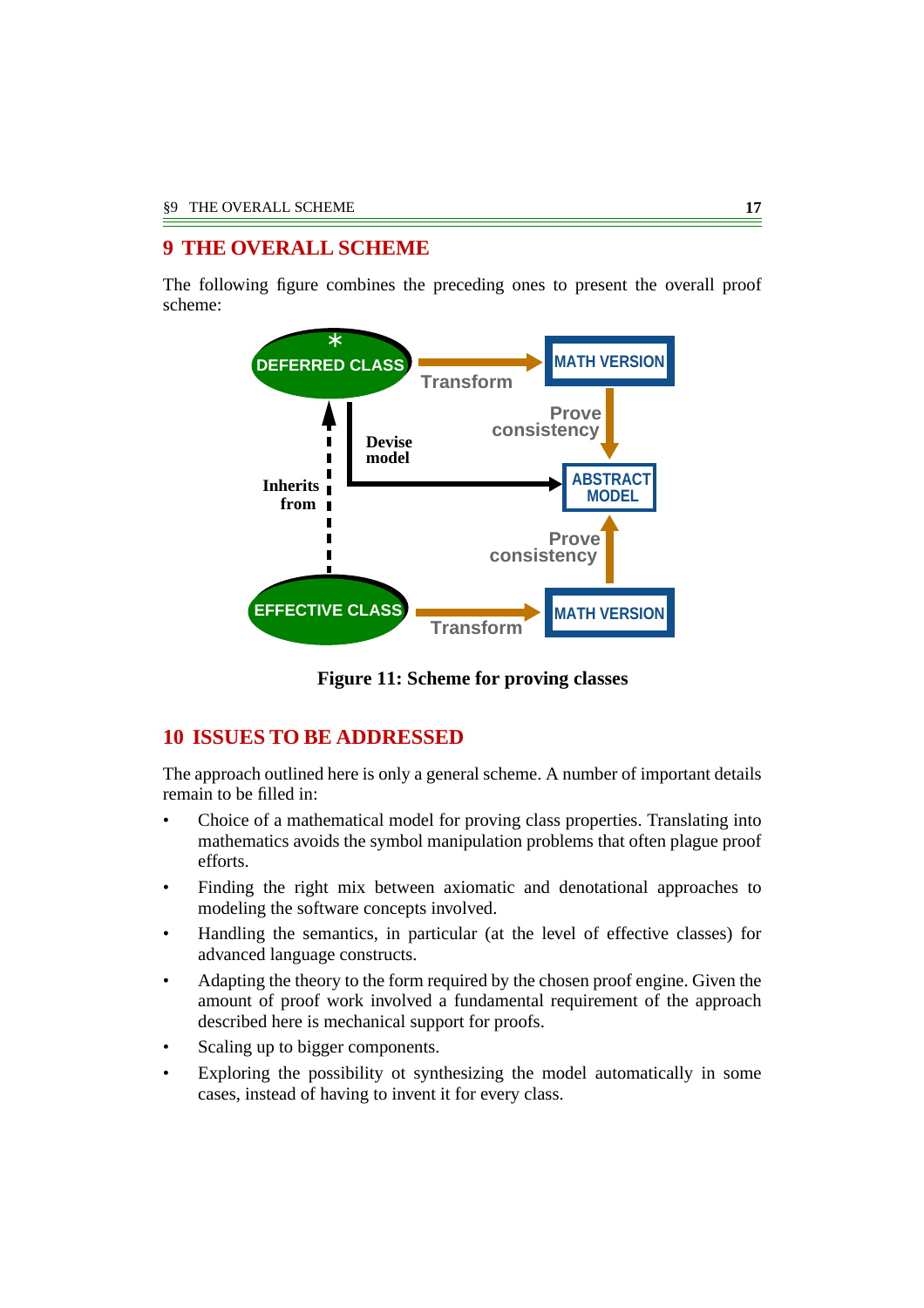## 9 THE OVERALL SCHEME

The following figure combines the preceding ones to present the overall proof scheme:

Figure 11: Scheme for proving classes

## 10 ISSUES TO BE ADDRESSED

The approach outlined here is only a general scheme. A number of important details remain to be filled in:

- Choice of a mathematical model for proving class properties. Translating into mathematics avoids the symbol manipulation problems that often plague proof efforts.
- Finding the right mix between axiomatic and denotational approaches to modeling the software concepts involved.
- Handling the semantics, in particular (at the level of effective classes) for advanced language constructs.
- Adapting the theory to the form required by the chosen proof engine. Given the amount of proof work involved a fundamental requirement of the approach described here is mechanical support for proofs.
- Scaling up to bigger components.
- Exploring the possibility ot synthesizing the model automatically in some cases, instead of having to invent it for every class.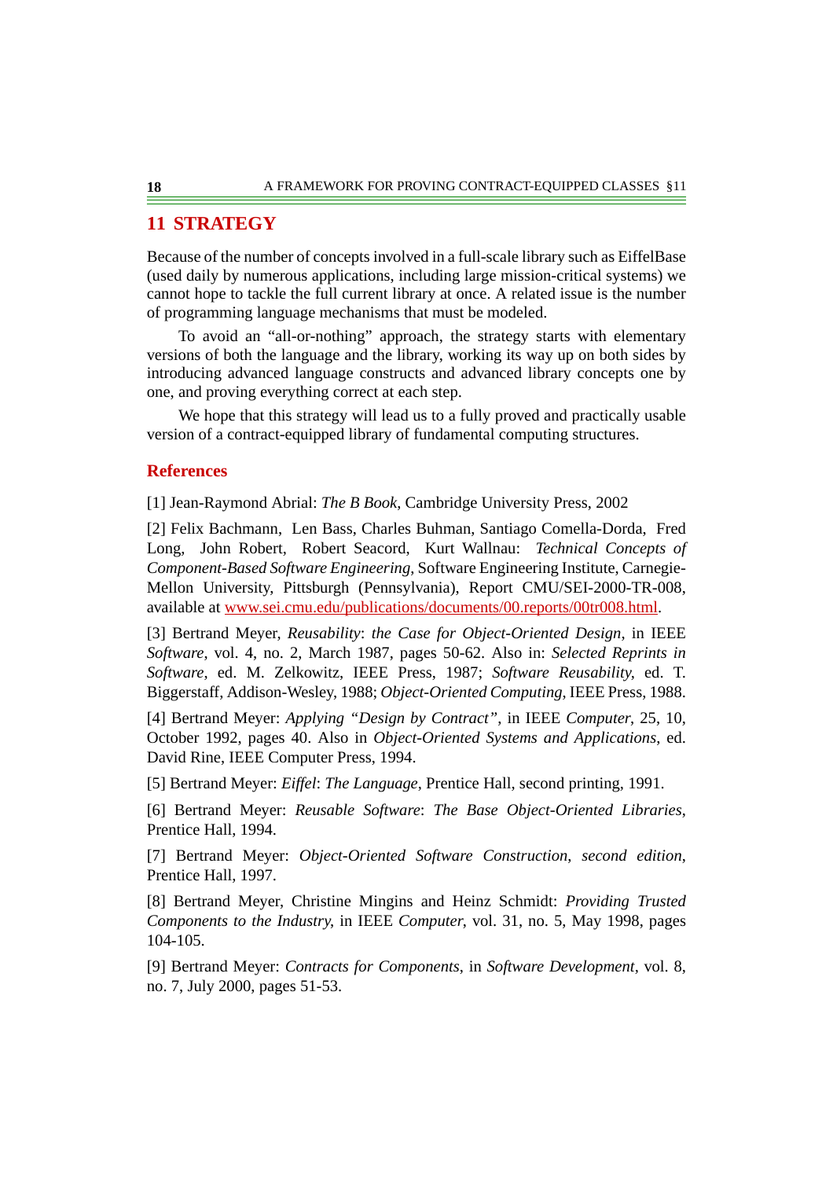## 11 STRATEGY

Because of the number of concepts involved in a full-scale library such as EiffelBase (used daily by numerous applications, including large mission-critical systems) we cannot hope to tackle the full current library at once. A related issue is the number of programming language mechanisms that must be modeled.

To avoid an "all-or-nothing" approach, the strategy starts with elementary versions of both the language and the library, working its way up on both sides by introducing advanced language constructs and advanced library concepts one by one, and proving everything correct at each step.

We hope that this strategy will lead us to a fully proved and practically usable version of a contract-equipped library of fundamental computing structures.

### References

[1] Jean-Raymond Abrial: *The B Book*, Cambridge University Press, 2002

[2] Felix Bachmann, Len Bass, Charles Buhman, Santiago Comella-Dorda, Fred Long, John Robert, Robert Seacord, Kurt Wallnau: *Technical Concepts of Component-Based Software Engineering*, Software Engineering Institute, Carnegie-Mellon University, Pittsburgh (Pennsylvania), Report CMU/SEI-2000-TR-008, available at [www.sei.cmu.edu/publications/documents/00.reports/00tr008.html](www.sei.cmu.edu/publications/documents/00.reports/00tr008.html).

[3] Bertrand Meyer, *Reusability*: *the Case for Object-Oriented Design*, in IEEE *Software*, vol. 4, no. 2, March 1987, pages 50-62. Also in: *Selected Reprints in Software*, ed. M. Zelkowitz, IEEE Press, 1987; *Software Reusability*, ed. T. Biggerstaff, Addison-Wesley, 1988; *Object-Oriented Computing*, IEEE Press, 1988.

[4] Bertrand Meyer: *Applying "Design by Contract"*, in IEEE *Computer*, 25, 10, October 1992, pages 40. Also in *Object-Oriented Systems and Applications*, ed. David Rine, IEEE Computer Press, 1994.

[5] Bertrand Meyer: *Eiffel*: *The Language*, Prentice Hall, second printing, 1991.

[6] Bertrand Meyer: *Reusable Software*: *The Base Object-Oriented Libraries*, Prentice Hall, 1994.

[7] Bertrand Meyer: *Object-Oriented Software Construction*, *second edition*, Prentice Hall, 1997.

[8] Bertrand Meyer, Christine Mingins and Heinz Schmidt: *Providing Trusted Components to the Industry*, in IEEE *Computer*, vol. 31, no. 5, May 1998, pages 104-105.

[9] Bertrand Meyer: *Contracts for Components*, in *Software Development*, vol. 8, no. 7, July 2000, pages 51-53.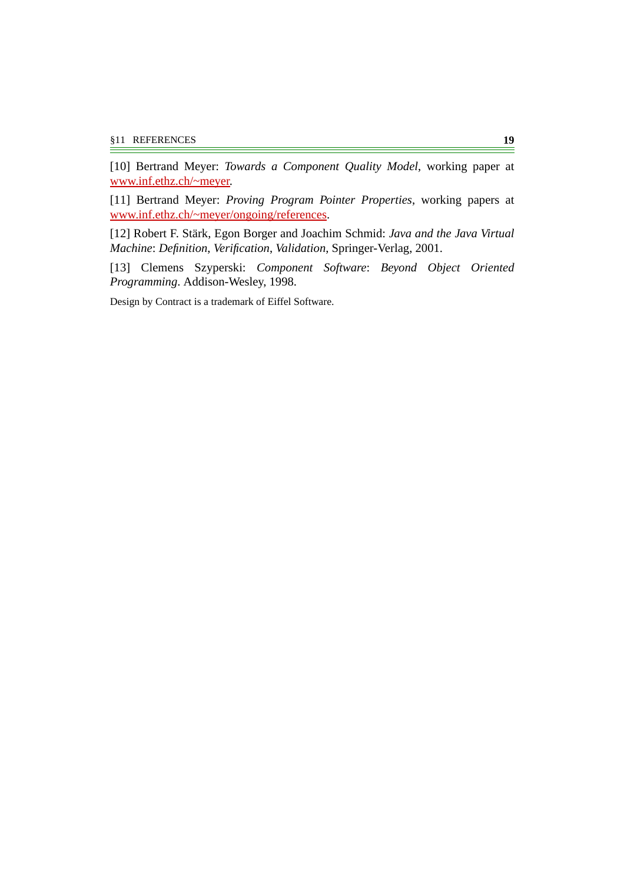[10] Bertrand Meyer: *Towards a Component Quality Model*, working paper at www.inf.ethz.ch/~meyer.

[11] Bertrand Meyer: *Proving Program Pointer Properties*, working papers at www.inf.ethz.ch/~meyer/ongoing/references.

[12] Robert F. Stärk, Egon Borger and Joachim Schmid: *Java and the Java Virtual Machine*: *Definition*, *Verification*, *Validation*, Springer-Verlag, 2001.

[13] Clemens Szyperski: *Component Software*: *Beyond Object Oriented Programming*. Addison-Wesley, 1998.

Design by Contract is a trademark of Eiffel Software.